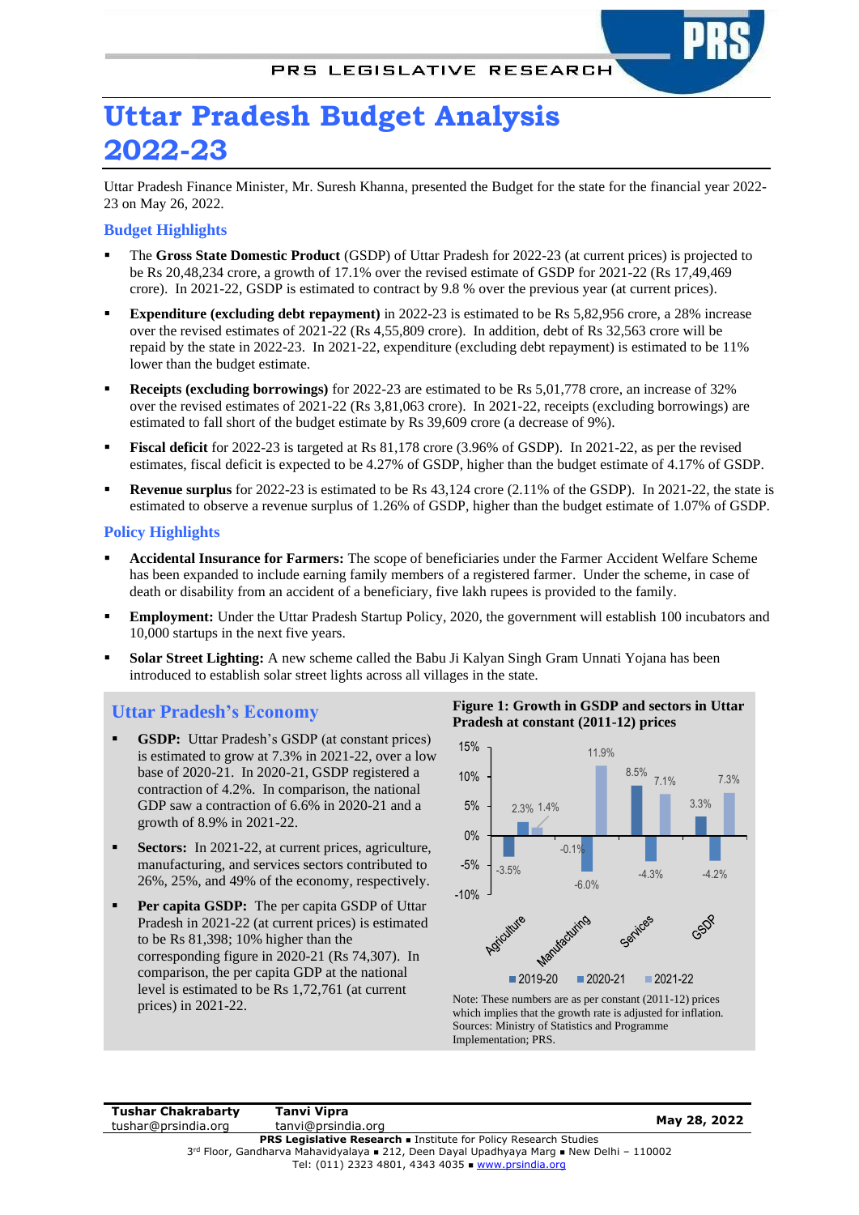# Uttar Pradesh Budget Analysis 2022-23

Uttar Pradesh Finance Minister, Mr. Suresh Khanna, presented the Budget for the state for the financial year 2022-23 on May 26, 2022.

## Budget Highlights

- The **Gross State Domestic Product** (GSDP) of Uttar Pradesh for 2022-23 (at current prices) is projected to be Rs 20,48,234 crore, a growth of 17.1% over the revised estimate of GSDP for 2021-22 (Rs 17,49,469 crore). In 2021-22, GSDP is estimated to contract by 9.8 % over the previous year (at current prices).
- **Expenditure (excluding debt repayment)** in 2022-23 is estimated to be Rs 5,82,956 crore, a 28% increase over the revised estimates of 2021-22 (Rs 4,55,809 crore). In addition, debt of Rs 32,563 crore will be repaid by the state in 2022-23. In 2021-22, expenditure (excluding debt repayment) is estimated to be 11% lower than the budget estimate.
- **Receipts (excluding borrowings)** for 2022-23 are estimated to be Rs 5,01,778 crore, an increase of 32% over the revised estimates of 2021-22 (Rs 3,81,063 crore). In 2021-22, receipts (excluding borrowings) are estimated to fall short of the budget estimate by Rs 39,609 crore (a decrease of 9%).
- **Fiscal deficit** for 2022-23 is targeted at Rs 81,178 crore (3.96% of GSDP). In 2021-22, as per the revised estimates, fiscal deficit is expected to be 4.27% of GSDP, higher than the budget estimate of 4.17% of GSDP.
- **Revenue surplus** for 2022-23 is estimated to be Rs 43,124 crore (2.11% of the GSDP). In 2021-22, the state is estimated to observe a revenue surplus of 1.26% of GSDP, higher than the budget estimate of 1.07% of GSDP.

## Policy Highlights

- **Accidental Insurance for Farmers:** The scope of beneficiaries under the Farmer Accident Welfare Scheme has been expanded to include earning family members of a registered farmer. Under the scheme, in case of death or disability from an accident of a beneficiary, five lakh rupees is provided to the family.
- **Employment:** Under the Uttar Pradesh Startup Policy, 2020, the government will establish 100 incubators and 10,000 startups in the next five years.
- **Solar Street Lighting:** A new scheme called the Babu Ji Kalyan Singh Gram Unnati Yojana has been introduced to establish solar street lights across all villages in the state.

## Uttar Pradesh's Economy

- **GSDP:** Uttar Pradesh's GSDP (at constant prices) is estimated to grow at 7.3% in 2021-22, over a low base of 2020-21. In 2020-21, GSDP registered a contraction of 4.2%. In comparison, the national GDP saw a contraction of 6.6% in 2020-21 and a growth of 8.9% in 2021-22.
- **Sectors:** In 2021-22, at current prices, agriculture, manufacturing, and services sectors contributed to 26%, 25%, and 49% of the economy, respectively.
- **Per capita GSDP:** The per capita GSDP of Uttar Pradesh in 2021-22 (at current prices) is estimated to be Rs 81,398; 10% higher than the corresponding figure in 2020-21 (Rs 74,307). In comparison, the per capita GDP at the national level is estimated to be Rs 1,72,761 (at current prices) in 2021-22.

**Figure 1: Growth in GSDP and sectors in Uttar Pradesh at constant (2011-12) prices**

| | 2019-20 | 2020-21 | 2021-22 |
|---|---|---|---|
| Agriculture | -3.5% | 2.3% | 1.4% |
| Manufacturing | -0.1% | -6.0% | 11.9% |
| Services | 8.5% | -4.3% | 7.1% |
| GSDP | 3.3% | -4.2% | 7.3% |

Note: These numbers are as per constant (2011-12) prices which implies that the growth rate is adjusted for inflation.
Sources: Ministry of Statistics and Programme Implementation; PRS.

Tushar Chakrabarty
tushar@prsindia.org

Tanvi Vipra
tanvi@prsindia.org

May 28, 2022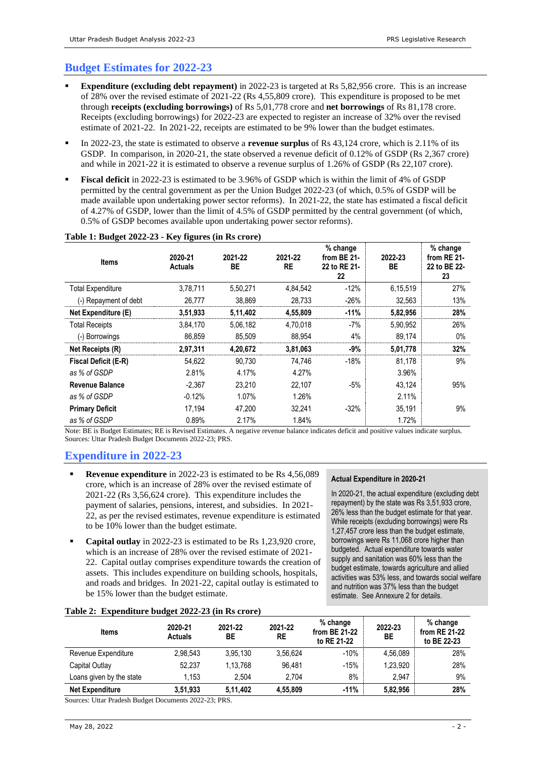## Budget Estimates for 2022-23

- **Expenditure (excluding debt repayment)** in 2022-23 is targeted at Rs 5,82,956 crore. This is an increase of 28% over the revised estimate of 2021-22 (Rs 4,55,809 crore). This expenditure is proposed to be met through **receipts (excluding borrowings)** of Rs 5,01,778 crore and **net borrowings** of Rs 81,178 crore. Receipts (excluding borrowings) for 2022-23 are expected to register an increase of 32% over the revised estimate of 2021-22. In 2021-22, receipts are estimated to be 9% lower than the budget estimates.
- In 2022-23, the state is estimated to observe a **revenue surplus** of Rs 43,124 crore, which is 2.11% of its GSDP. In comparison, in 2020-21, the state observed a revenue deficit of 0.12% of GSDP (Rs 2,367 crore) and while in 2021-22 it is estimated to observe a revenue surplus of 1.26% of GSDP (Rs 22,107 crore).
- **Fiscal deficit** in 2022-23 is estimated to be 3.96% of GSDP which is within the limit of 4% of GSDP permitted by the central government as per the Union Budget 2022-23 (of which, 0.5% of GSDP will be made available upon undertaking power sector reforms). In 2021-22, the state has estimated a fiscal deficit of 4.27% of GSDP, lower than the limit of 4.5% of GSDP permitted by the central government (of which, 0.5% of GSDP becomes available upon undertaking power sector reforms).

**Table 1: Budget 2022-23 - Key figures (in Rs crore)**

| Items | 2020-21 Actuals | 2021-22 BE | 2021-22 RE | % change from BE 21-22 to RE 21-22 | 2022-23 BE | % change from RE 21-22 to BE 22-23 |
|---|---|---|---|---|---|---|
| Total Expenditure | 3,78,711 | 5,50,271 | 4,84,542 | -12% | 6,15,519 | 27% |
| (-) Repayment of debt | 26,777 | 38,869 | 28,733 | -26% | 32,563 | 13% |
| **Net Expenditure (E)** | **3,51,933** | **5,11,402** | **4,55,809** | **-11%** | **5,82,956** | **28%** |
| Total Receipts | 3,84,170 | 5,06,182 | 4,70,018 | -7% | 5,90,952 | 26% |
| (-) Borrowings | 86,859 | 85,509 | 88,954 | 4% | 89,174 | 0% |
| **Net Receipts (R)** | **2,97,311** | **4,20,672** | **3,81,063** | **-9%** | **5,01,778** | **32%** |
| **Fiscal Deficit (E-R)** | 54,622 | 90,730 | 74,746 | -18% | 81,178 | 9% |
| *as % of GSDP* | 2.81% | 4.17% | 4.27% | | 3.96% | |
| **Revenue Balance** | -2,367 | 23,210 | 22,107 | -5% | 43,124 | 95% |
| *as % of GSDP* | -0.12% | 1.07% | 1.26% | | 2.11% | |
| **Primary Deficit** | 17,194 | 47,200 | 32,241 | -32% | 35,191 | 9% |
| *as % of GSDP* | 0.89% | 2.17% | 1.84% | | 1.72% | |

Note: BE is Budget Estimates; RE is Revised Estimates. A negative revenue balance indicates deficit and positive values indicate surplus.
Sources: Uttar Pradesh Budget Documents 2022-23; PRS.

## Expenditure in 2022-23

- **Revenue expenditure** in 2022-23 is estimated to be Rs 4,56,089 crore, which is an increase of 28% over the revised estimate of 2021-22 (Rs 3,56,624 crore). This expenditure includes the payment of salaries, pensions, interest, and subsidies. In 2021-22, as per the revised estimates, revenue expenditure is estimated to be 10% lower than the budget estimate.
- **Capital outlay** in 2022-23 is estimated to be Rs 1,23,920 crore, which is an increase of 28% over the revised estimate of 2021-22. Capital outlay comprises expenditure towards the creation of assets. This includes expenditure on building schools, hospitals, and roads and bridges. In 2021-22, capital outlay is estimated to be 15% lower than the budget estimate.

**Actual Expenditure in 2020-21**

In 2020-21, the actual expenditure (excluding debt repayment) by the state was Rs 3,51,933 crore, 26% less than the budget estimate for that year. While receipts (excluding borrowings) were Rs 1,27,457 crore less than the budget estimate, borrowings were Rs 11,068 crore higher than budgeted. Actual expenditure towards water supply and sanitation was 60% less than the budget estimate, towards agriculture and allied activities was 53% less, and towards social welfare and nutrition was 37% less than the budget estimate. See Annexure 2 for details.

**Table 2: Expenditure budget 2022-23 (in Rs crore)**

| Items | 2020-21 Actuals | 2021-22 BE | 2021-22 RE | % change from BE 21-22 to RE 21-22 | 2022-23 BE | % change from RE 21-22 to BE 22-23 |
|---|---|---|---|---|---|---|
| Revenue Expenditure | 2,98,543 | 3,95,130 | 3,56,624 | -10% | 4,56,089 | 28% |
| Capital Outlay | 52,237 | 1,13,768 | 96,481 | -15% | 1,23,920 | 28% |
| Loans given by the state | 1,153 | 2,504 | 2,704 | 8% | 2,947 | 9% |
| **Net Expenditure** | **3,51,933** | **5,11,402** | **4,55,809** | **-11%** | **5,82,956** | **28%** |

Sources: Uttar Pradesh Budget Documents 2022-23; PRS.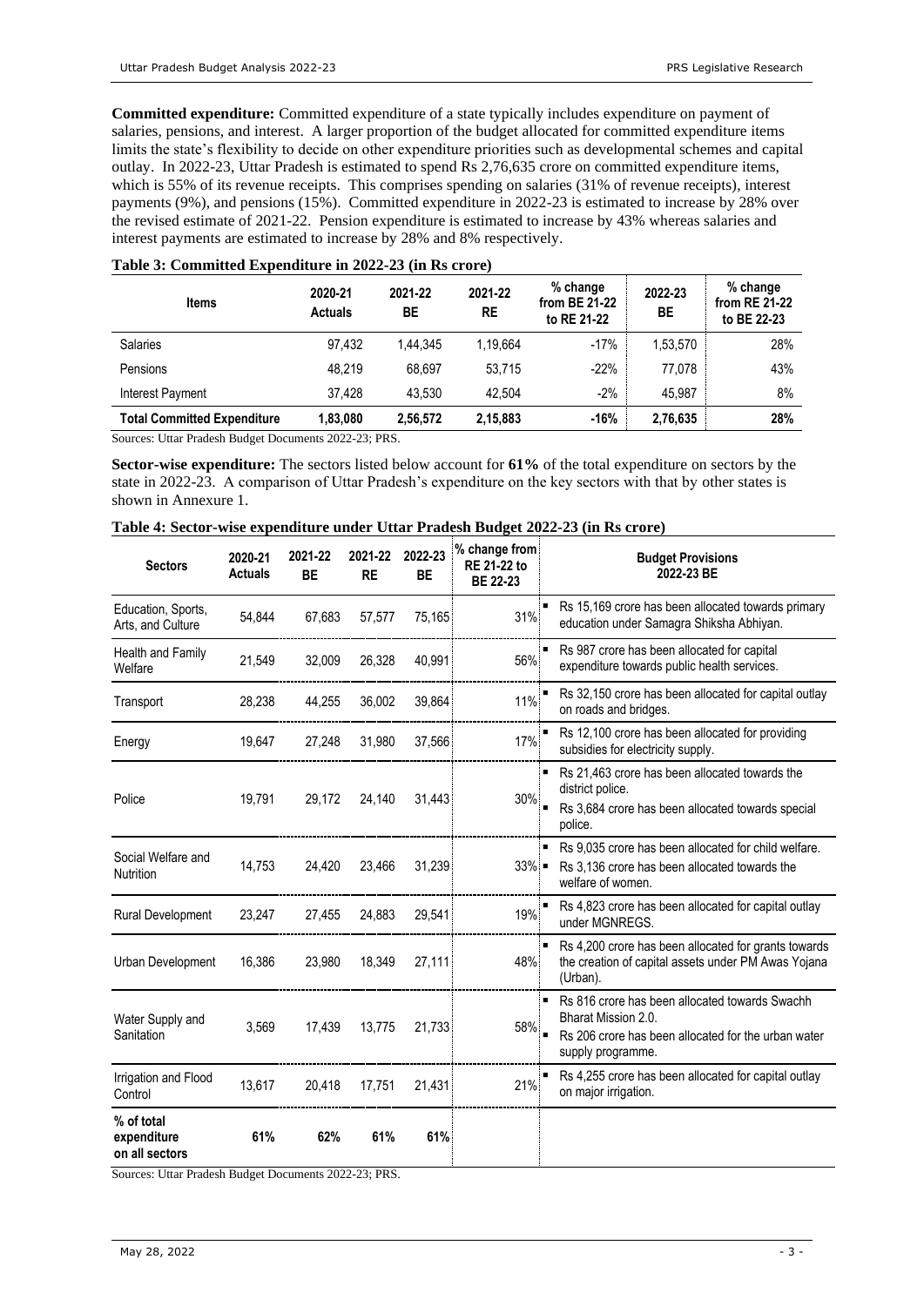**Committed expenditure:** Committed expenditure of a state typically includes expenditure on payment of salaries, pensions, and interest. A larger proportion of the budget allocated for committed expenditure items limits the state's flexibility to decide on other expenditure priorities such as developmental schemes and capital outlay. In 2022-23, Uttar Pradesh is estimated to spend Rs 2,76,635 crore on committed expenditure items, which is 55% of its revenue receipts. This comprises spending on salaries (31% of revenue receipts), interest payments (9%), and pensions (15%). Committed expenditure in 2022-23 is estimated to increase by 28% over the revised estimate of 2021-22. Pension expenditure is estimated to increase by 43% whereas salaries and interest payments are estimated to increase by 28% and 8% respectively.

**Table 3: Committed Expenditure in 2022-23 (in Rs crore)**

| Items | 2020-21 Actuals | 2021-22 BE | 2021-22 RE | % change from BE 21-22 to RE 21-22 | 2022-23 BE | % change from RE 21-22 to BE 22-23 |
|---|---|---|---|---|---|---|
| Salaries | 97,432 | 1,44,345 | 1,19,664 | -17% | 1,53,570 | 28% |
| Pensions | 48,219 | 68,697 | 53,715 | -22% | 77,078 | 43% |
| Interest Payment | 37,428 | 43,530 | 42,504 | -2% | 45,987 | 8% |
| **Total Committed Expenditure** | **1,83,080** | **2,56,572** | **2,15,883** | **-16%** | **2,76,635** | **28%** |

Sources: Uttar Pradesh Budget Documents 2022-23; PRS.

**Sector-wise expenditure:** The sectors listed below account for **61%** of the total expenditure on sectors by the state in 2022-23. A comparison of Uttar Pradesh's expenditure on the key sectors with that by other states is shown in Annexure 1.

**Table 4: Sector-wise expenditure under Uttar Pradesh Budget 2022-23 (in Rs crore)**

| Sectors | 2020-21 Actuals | 2021-22 BE | 2021-22 RE | 2022-23 BE | % change from RE 21-22 to BE 22-23 | Budget Provisions 2022-23 BE |
|---|---|---|---|---|---|---|
| Education, Sports, Arts, and Culture | 54,844 | 67,683 | 57,577 | 75,165 | 31% | ▪ Rs 15,169 crore has been allocated towards primary education under Samagra Shiksha Abhiyan. |
| Health and Family Welfare | 21,549 | 32,009 | 26,328 | 40,991 | 56% | ▪ Rs 987 crore has been allocated for capital expenditure towards public health services. |
| Transport | 28,238 | 44,255 | 36,002 | 39,864 | 11% | ▪ Rs 32,150 crore has been allocated for capital outlay on roads and bridges. |
| Energy | 19,647 | 27,248 | 31,980 | 37,566 | 17% | ▪ Rs 12,100 crore has been allocated for providing subsidies for electricity supply. |
| Police | 19,791 | 29,172 | 24,140 | 31,443 | 30% | ▪ Rs 21,463 crore has been allocated towards the district police.<br>▪ Rs 3,684 crore has been allocated towards special police. |
| Social Welfare and Nutrition | 14,753 | 24,420 | 23,466 | 31,239 | 33% | ▪ Rs 9,035 crore has been allocated for child welfare.<br>▪ Rs 3,136 crore has been allocated towards the welfare of women. |
| Rural Development | 23,247 | 27,455 | 24,883 | 29,541 | 19% | ▪ Rs 4,823 crore has been allocated for capital outlay under MGNREGS. |
| Urban Development | 16,386 | 23,980 | 18,349 | 27,111 | 48% | ▪ Rs 4,200 crore has been allocated for grants towards the creation of capital assets under PM Awas Yojana (Urban). |
| Water Supply and Sanitation | 3,569 | 17,439 | 13,775 | 21,733 | 58% | ▪ Rs 816 crore has been allocated towards Swachh Bharat Mission 2.0.<br>▪ Rs 206 crore has been allocated for the urban water supply programme. |
| Irrigation and Flood Control | 13,617 | 20,418 | 17,751 | 21,431 | 21% | ▪ Rs 4,255 crore has been allocated for capital outlay on major irrigation. |
| **% of total expenditure on all sectors** | **61%** | **62%** | **61%** | **61%** | | |

Sources: Uttar Pradesh Budget Documents 2022-23; PRS.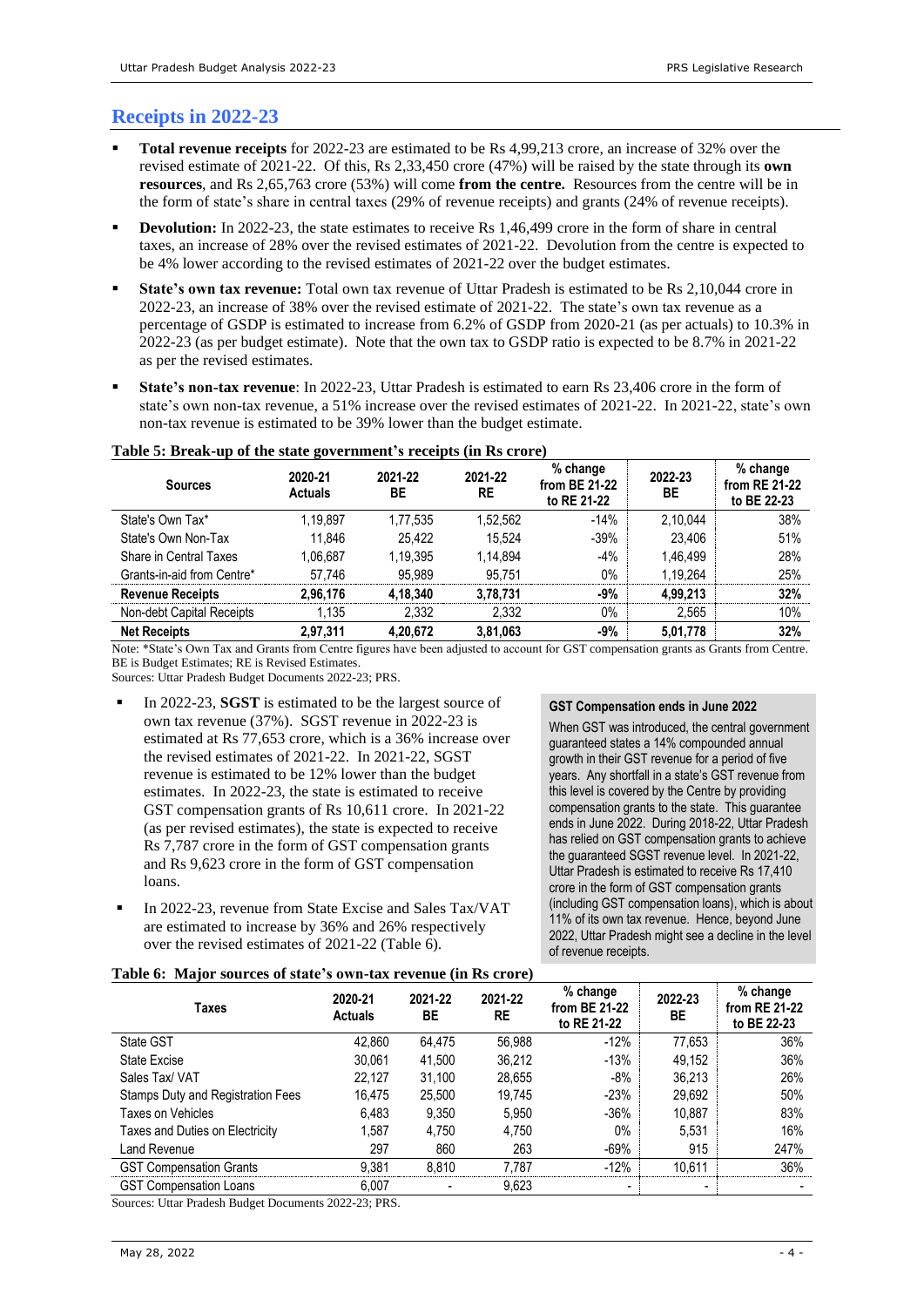## Receipts in 2022-23

- **Total revenue receipts** for 2022-23 are estimated to be Rs 4,99,213 crore, an increase of 32% over the revised estimate of 2021-22. Of this, Rs 2,33,450 crore (47%) will be raised by the state through its **own resources**, and Rs 2,65,763 crore (53%) will come **from the centre.** Resources from the centre will be in the form of state's share in central taxes (29% of revenue receipts) and grants (24% of revenue receipts).
- **Devolution:** In 2022-23, the state estimates to receive Rs 1,46,499 crore in the form of share in central taxes, an increase of 28% over the revised estimates of 2021-22. Devolution from the centre is expected to be 4% lower according to the revised estimates of 2021-22 over the budget estimates.
- **State's own tax revenue:** Total own tax revenue of Uttar Pradesh is estimated to be Rs 2,10,044 crore in 2022-23, an increase of 38% over the revised estimate of 2021-22. The state's own tax revenue as a percentage of GSDP is estimated to increase from 6.2% of GSDP from 2020-21 (as per actuals) to 10.3% in 2022-23 (as per budget estimate). Note that the own tax to GSDP ratio is expected to be 8.7% in 2021-22 as per the revised estimates.
- **State's non-tax revenue**: In 2022-23, Uttar Pradesh is estimated to earn Rs 23,406 crore in the form of state's own non-tax revenue, a 51% increase over the revised estimates of 2021-22. In 2021-22, state's own non-tax revenue is estimated to be 39% lower than the budget estimate.

**Table 5: Break-up of the state government's receipts (in Rs crore)**

| Sources | 2020-21 Actuals | 2021-22 BE | 2021-22 RE | % change from BE 21-22 to RE 21-22 | 2022-23 BE | % change from RE 21-22 to BE 22-23 |
|---|---|---|---|---|---|---|
| State's Own Tax* | 1,19,897 | 1,77,535 | 1,52,562 | -14% | 2,10,044 | 38% |
| State's Own Non-Tax | 11,846 | 25,422 | 15,524 | -39% | 23,406 | 51% |
| Share in Central Taxes | 1,06,687 | 1,19,395 | 1,14,894 | -4% | 1,46,499 | 28% |
| Grants-in-aid from Centre* | 57,746 | 95,989 | 95,751 | 0% | 1,19,264 | 25% |
| **Revenue Receipts** | **2,96,176** | **4,18,340** | **3,78,731** | **-9%** | **4,99,213** | **32%** |
| Non-debt Capital Receipts | 1,135 | 2,332 | 2,332 | 0% | 2,565 | 10% |
| **Net Receipts** | **2,97,311** | **4,20,672** | **3,81,063** | **-9%** | **5,01,778** | **32%** |

Note: *State's Own Tax and Grants from Centre figures have been adjusted to account for GST compensation grants as Grants from Centre. BE is Budget Estimates; RE is Revised Estimates.

Sources: Uttar Pradesh Budget Documents 2022-23; PRS.

- In 2022-23, **SGST** is estimated to be the largest source of own tax revenue (37%). SGST revenue in 2022-23 is estimated at Rs 77,653 crore, which is a 36% increase over the revised estimates of 2021-22. In 2021-22, SGST revenue is estimated to be 12% lower than the budget estimates. In 2022-23, the state is estimated to receive GST compensation grants of Rs 10,611 crore. In 2021-22 (as per revised estimates), the state is expected to receive Rs 7,787 crore in the form of GST compensation grants and Rs 9,623 crore in the form of GST compensation loans.
- In 2022-23, revenue from State Excise and Sales Tax/VAT are estimated to increase by 36% and 26% respectively over the revised estimates of 2021-22 (Table 6).

**GST Compensation ends in June 2022**

When GST was introduced, the central government guaranteed states a 14% compounded annual growth in their GST revenue for a period of five years. Any shortfall in a state's GST revenue from this level is covered by the Centre by providing compensation grants to the state. This guarantee ends in June 2022. During 2018-22, Uttar Pradesh has relied on GST compensation grants to achieve the guaranteed SGST revenue level. In 2021-22, Uttar Pradesh is estimated to receive Rs 17,410 crore in the form of GST compensation grants (including GST compensation loans), which is about 11% of its own tax revenue. Hence, beyond June 2022, Uttar Pradesh might see a decline in the level of revenue receipts.

**Table 6: Major sources of state's own-tax revenue (in Rs crore)**

| Taxes | 2020-21 Actuals | 2021-22 BE | 2021-22 RE | % change from BE 21-22 to RE 21-22 | 2022-23 BE | % change from RE 21-22 to BE 22-23 |
|---|---|---|---|---|---|---|
| State GST | 42,860 | 64,475 | 56,988 | -12% | 77,653 | 36% |
| State Excise | 30,061 | 41,500 | 36,212 | -13% | 49,152 | 36% |
| Sales Tax/ VAT | 22,127 | 31,100 | 28,655 | -8% | 36,213 | 26% |
| Stamps Duty and Registration Fees | 16,475 | 25,500 | 19,745 | -23% | 29,692 | 50% |
| Taxes on Vehicles | 6,483 | 9,350 | 5,950 | -36% | 10,887 | 83% |
| Taxes and Duties on Electricity | 1,587 | 4,750 | 4,750 | 0% | 5,531 | 16% |
| Land Revenue | 297 | 860 | 263 | -69% | 915 | 247% |
| GST Compensation Grants | 9,381 | 8,810 | 7,787 | -12% | 10,611 | 36% |
| GST Compensation Loans | 6,007 | - | 9,623 | - | - | - |

Sources: Uttar Pradesh Budget Documents 2022-23; PRS.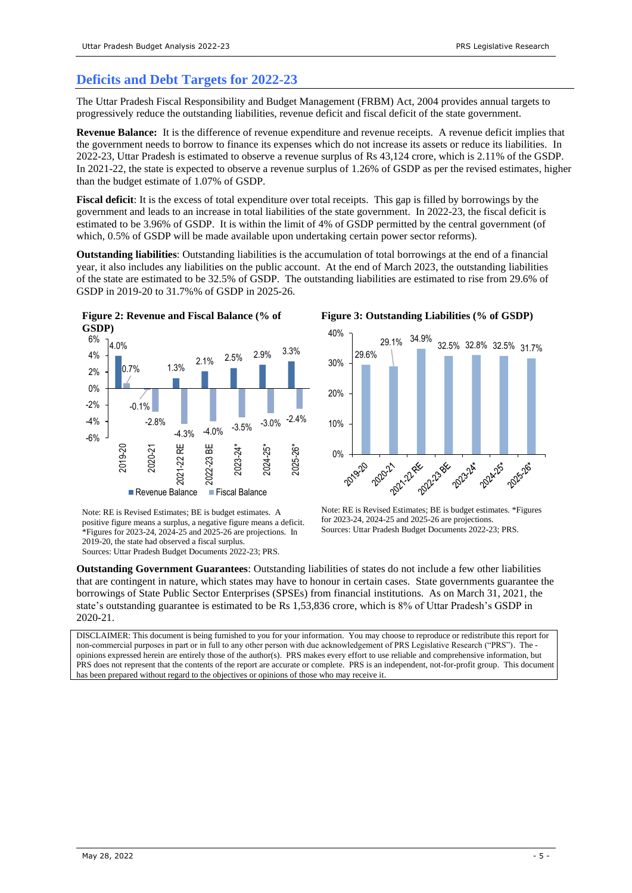## Deficits and Debt Targets for 2022-23

The Uttar Pradesh Fiscal Responsibility and Budget Management (FRBM) Act, 2004 provides annual targets to progressively reduce the outstanding liabilities, revenue deficit and fiscal deficit of the state government.

**Revenue Balance:** It is the difference of revenue expenditure and revenue receipts. A revenue deficit implies that the government needs to borrow to finance its expenses which do not increase its assets or reduce its liabilities. In 2022-23, Uttar Pradesh is estimated to observe a revenue surplus of Rs 43,124 crore, which is 2.11% of the GSDP. In 2021-22, the state is expected to observe a revenue surplus of 1.26% of GSDP as per the revised estimates, higher than the budget estimate of 1.07% of GSDP.

**Fiscal deficit**: It is the excess of total expenditure over total receipts. This gap is filled by borrowings by the government and leads to an increase in total liabilities of the state government. In 2022-23, the fiscal deficit is estimated to be 3.96% of GSDP. It is within the limit of 4% of GSDP permitted by the central government (of which, 0.5% of GSDP will be made available upon undertaking certain power sector reforms).

**Outstanding liabilities**: Outstanding liabilities is the accumulation of total borrowings at the end of a financial year, it also includes any liabilities on the public account. At the end of March 2023, the outstanding liabilities of the state are estimated to be 32.5% of GSDP. The outstanding liabilities are estimated to rise from 29.6% of GSDP in 2019-20 to 31.7%% of GSDP in 2025-26.

**Figure 2: Revenue and Fiscal Balance (% of GSDP)**

| Year | Revenue Balance | Fiscal Balance |
|---|---|---|
| 2019-20 | 4.0% | 0.7% |
| 2020-21 | -0.1% | -2.8% |
| 2021-22 RE | 1.3% | -4.3% |
| 2022-23 BE | 2.1% | -4.0% |
| 2023-24* | 2.5% | -3.5% |
| 2024-25* | 2.9% | -3.0% |
| 2025-26* | 3.3% | -2.4% |

Note: RE is Revised Estimates; BE is budget estimates. A positive figure means a surplus, a negative figure means a deficit. *Figures for 2023-24, 2024-25 and 2025-26 are projections. In 2019-20, the state had observed a fiscal surplus.
Sources: Uttar Pradesh Budget Documents 2022-23; PRS.

**Figure 3: Outstanding Liabilities (% of GSDP)**

| Year | Outstanding Liabilities |
|---|---|
| 2019-20 | 29.6% |
| 2020-21 | 29.1% |
| 2021-22 RE | 34.9% |
| 2022-23 BE | 32.5% |
| 2023-24* | 32.8% |
| 2024-25* | 32.5% |
| 2025-26* | 31.7% |

Note: RE is Revised Estimates; BE is budget estimates. *Figures for 2023-24, 2024-25 and 2025-26 are projections.
Sources: Uttar Pradesh Budget Documents 2022-23; PRS.

**Outstanding Government Guarantees**: Outstanding liabilities of states do not include a few other liabilities that are contingent in nature, which states may have to honour in certain cases. State governments guarantee the borrowings of State Public Sector Enterprises (SPSEs) from financial institutions. As on March 31, 2021, the state's outstanding guarantee is estimated to be Rs 1,53,836 crore, which is 8% of Uttar Pradesh's GSDP in 2020-21.

DISCLAIMER: This document is being furnished to you for your information. You may choose to reproduce or redistribute this report for non-commercial purposes in part or in full to any other person with due acknowledgement of PRS Legislative Research ("PRS"). The opinions expressed herein are entirely those of the author(s). PRS makes every effort to use reliable and comprehensive information, but PRS does not represent that the contents of the report are accurate or complete. PRS is an independent, not-for-profit group. This document has been prepared without regard to the objectives or opinions of those who may receive it.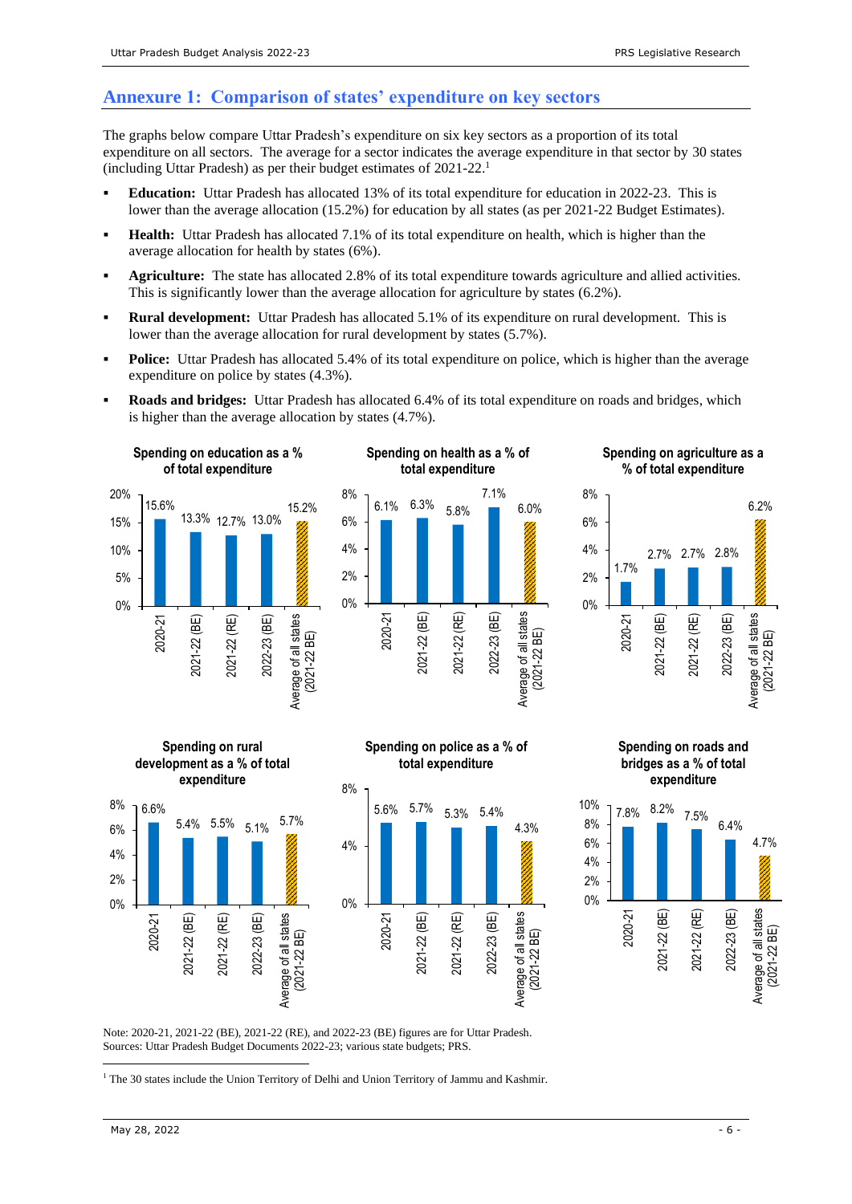## Annexure 1: Comparison of states' expenditure on key sectors

The graphs below compare Uttar Pradesh's expenditure on six key sectors as a proportion of its total expenditure on all sectors. The average for a sector indicates the average expenditure in that sector by 30 states (including Uttar Pradesh) as per their budget estimates of 2021-22.[1]

- **Education:** Uttar Pradesh has allocated 13% of its total expenditure for education in 2022-23. This is lower than the average allocation (15.2%) for education by all states (as per 2021-22 Budget Estimates).
- **Health:** Uttar Pradesh has allocated 7.1% of its total expenditure on health, which is higher than the average allocation for health by states (6%).
- **Agriculture:** The state has allocated 2.8% of its total expenditure towards agriculture and allied activities. This is significantly lower than the average allocation for agriculture by states (6.2%).
- **Rural development:** Uttar Pradesh has allocated 5.1% of its expenditure on rural development. This is lower than the average allocation for rural development by states (5.7%).
- **Police:** Uttar Pradesh has allocated 5.4% of its total expenditure on police, which is higher than the average expenditure on police by states (4.3%).
- **Roads and bridges:** Uttar Pradesh has allocated 6.4% of its total expenditure on roads and bridges, which is higher than the average allocation by states (4.7%).

**Spending on education as a % of total expenditure**

| 2020-21 | 2021-22 (BE) | 2021-22 (RE) | 2022-23 (BE) | Average of all states (2021-22 BE) |
|---|---|---|---|---|
| 15.6% | 13.3% | 12.7% | 13.0% | 15.2% |

**Spending on health as a % of total expenditure**

| 2020-21 | 2021-22 (BE) | 2021-22 (RE) | 2022-23 (BE) | Average of all states (2021-22 BE) |
|---|---|---|---|---|
| 6.1% | 6.3% | 5.8% | 7.1% | 6.0% |

**Spending on agriculture as a % of total expenditure**

| 2020-21 | 2021-22 (BE) | 2021-22 (RE) | 2022-23 (BE) | Average of all states (2021-22 BE) |
|---|---|---|---|---|
| 1.7% | 2.7% | 2.7% | 2.8% | 6.2% |

**Spending on rural development as a % of total expenditure**

| 2020-21 | 2021-22 (BE) | 2021-22 (RE) | 2022-23 (BE) | Average of all states (2021-22 BE) |
|---|---|---|---|---|
| 6.6% | 5.4% | 5.5% | 5.1% | 5.7% |

**Spending on police as a % of total expenditure**

| 2020-21 | 2021-22 (BE) | 2021-22 (RE) | 2022-23 (BE) | Average of all states (2021-22 BE) |
|---|---|---|---|---|
| 5.6% | 5.7% | 5.3% | 5.4% | 4.3% |

**Spending on roads and bridges as a % of total expenditure**

| 2020-21 | 2021-22 (BE) | 2021-22 (RE) | 2022-23 (BE) | Average of all states (2021-22 BE) |
|---|---|---|---|---|
| 7.8% | 8.2% | 7.5% | 6.4% | 4.7% |

Note: 2020-21, 2021-22 (BE), 2021-22 (RE), and 2022-23 (BE) figures are for Uttar Pradesh.
Sources: Uttar Pradesh Budget Documents 2022-23; various state budgets; PRS.

[1] The 30 states include the Union Territory of Delhi and Union Territory of Jammu and Kashmir.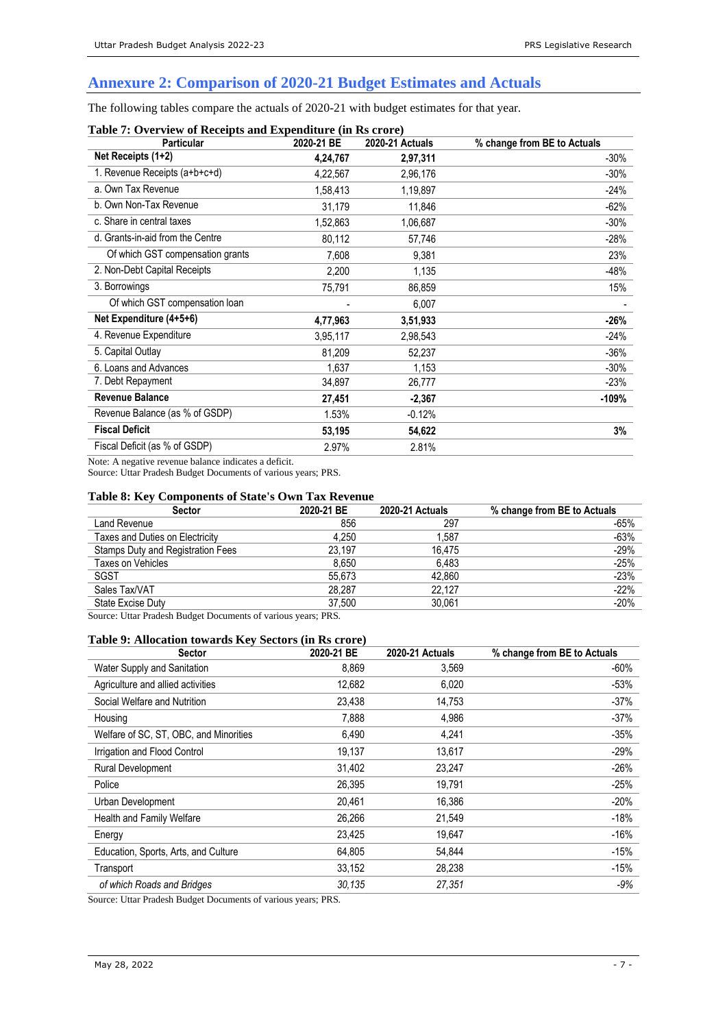## Annexure 2: Comparison of 2020-21 Budget Estimates and Actuals

The following tables compare the actuals of 2020-21 with budget estimates for that year.

**Table 7: Overview of Receipts and Expenditure (in Rs crore)**

| Particular | 2020-21 BE | 2020-21 Actuals | % change from BE to Actuals |
|---|---|---|---|
| **Net Receipts (1+2)** | **4,24,767** | **2,97,311** | -30% |
| 1. Revenue Receipts (a+b+c+d) | 4,22,567 | 2,96,176 | -30% |
| a. Own Tax Revenue | 1,58,413 | 1,19,897 | -24% |
| b. Own Non-Tax Revenue | 31,179 | 11,846 | -62% |
| c. Share in central taxes | 1,52,863 | 1,06,687 | -30% |
| d. Grants-in-aid from the Centre | 80,112 | 57,746 | -28% |
| Of which GST compensation grants | 7,608 | 9,381 | 23% |
| 2. Non-Debt Capital Receipts | 2,200 | 1,135 | -48% |
| 3. Borrowings | 75,791 | 86,859 | 15% |
| Of which GST compensation loan | - | 6,007 | - |
| **Net Expenditure (4+5+6)** | **4,77,963** | **3,51,933** | **-26%** |
| 4. Revenue Expenditure | 3,95,117 | 2,98,543 | -24% |
| 5. Capital Outlay | 81,209 | 52,237 | -36% |
| 6. Loans and Advances | 1,637 | 1,153 | -30% |
| 7. Debt Repayment | 34,897 | 26,777 | -23% |
| **Revenue Balance** | **27,451** | **-2,367** | **-109%** |
| Revenue Balance (as % of GSDP) | 1.53% | -0.12% | |
| **Fiscal Deficit** | **53,195** | **54,622** | **3%** |
| Fiscal Deficit (as % of GSDP) | 2.97% | 2.81% | |

Note: A negative revenue balance indicates a deficit.
Source: Uttar Pradesh Budget Documents of various years; PRS.

**Table 8: Key Components of State's Own Tax Revenue**

| Sector | 2020-21 BE | 2020-21 Actuals | % change from BE to Actuals |
|---|---|---|---|
| Land Revenue | 856 | 297 | -65% |
| Taxes and Duties on Electricity | 4,250 | 1,587 | -63% |
| Stamps Duty and Registration Fees | 23,197 | 16,475 | -29% |
| Taxes on Vehicles | 8,650 | 6,483 | -25% |
| SGST | 55,673 | 42,860 | -23% |
| Sales Tax/VAT | 28,287 | 22,127 | -22% |
| State Excise Duty | 37,500 | 30,061 | -20% |

Source: Uttar Pradesh Budget Documents of various years; PRS.

**Table 9: Allocation towards Key Sectors (in Rs crore)**

| Sector | 2020-21 BE | 2020-21 Actuals | % change from BE to Actuals |
|---|---|---|---|
| Water Supply and Sanitation | 8,869 | 3,569 | -60% |
| Agriculture and allied activities | 12,682 | 6,020 | -53% |
| Social Welfare and Nutrition | 23,438 | 14,753 | -37% |
| Housing | 7,888 | 4,986 | -37% |
| Welfare of SC, ST, OBC, and Minorities | 6,490 | 4,241 | -35% |
| Irrigation and Flood Control | 19,137 | 13,617 | -29% |
| Rural Development | 31,402 | 23,247 | -26% |
| Police | 26,395 | 19,791 | -25% |
| Urban Development | 20,461 | 16,386 | -20% |
| Health and Family Welfare | 26,266 | 21,549 | -18% |
| Energy | 23,425 | 19,647 | -16% |
| Education, Sports, Arts, and Culture | 64,805 | 54,844 | -15% |
| Transport | 33,152 | 28,238 | -15% |
| *of which Roads and Bridges* | *30,135* | *27,351* | *-9%* |

Source: Uttar Pradesh Budget Documents of various years; PRS.